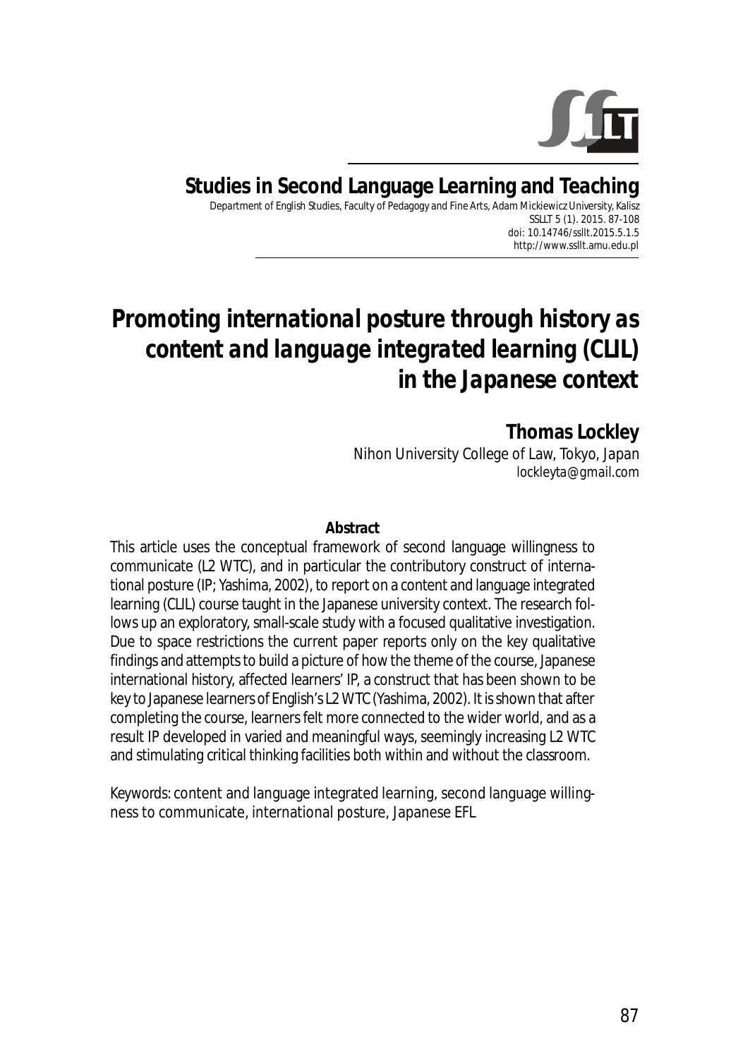**Studies in Second Language Learning and Teaching**

Department of English Studies, Faculty of Pedagogy and Fine Arts, Adam Mickiewicz University, Kalisz
SSLLT 5 (1). 2015. 87-108
doi: 10.14746/ssllt.2015.5.1.5
http://www.ssllt.amu.edu.pl

# *Promoting international posture through history as content and language integrated learning (CLIL) in the Japanese context*

**Thomas Lockley**
Nihon University College of Law, Tokyo, Japan
lockleyta@gmail.com

**Abstract**

This article uses the conceptual framework of second language willingness to communicate (L2 WTC), and in particular the contributory construct of international posture (IP; Yashima, 2002), to report on a content and language integrated learning (CLIL) course taught in the Japanese university context. The research follows up an exploratory, small-scale study with a focused qualitative investigation. Due to space restrictions the current paper reports only on the key qualitative findings and attempts to build a picture of how the theme of the course, Japanese international history, affected learners' IP, a construct that has been shown to be key to Japanese learners of English's L2 WTC (Yashima, 2002). It is shown that after completing the course, learners felt more connected to the wider world, and as a result IP developed in varied and meaningful ways, seemingly increasing L2 WTC and stimulating critical thinking facilities both within and without the classroom.

Keywords: content and language integrated learning, second language willingness to communicate, international posture, Japanese EFL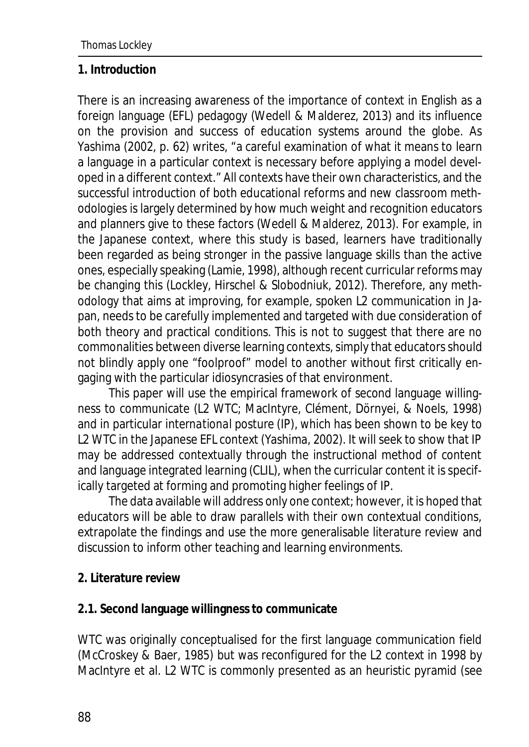## 1. Introduction

There is an increasing awareness of the importance of context in English as a foreign language (EFL) pedagogy (Wedell & Malderez, 2013) and its influence on the provision and success of education systems around the globe. As Yashima (2002, p. 62) writes, "a careful examination of what it means to learn a language in a particular context is necessary before applying a model developed in a different context." All contexts have their own characteristics, and the successful introduction of both educational reforms and new classroom methodologies is largely determined by how much weight and recognition educators and planners give to these factors (Wedell & Malderez, 2013). For example, in the Japanese context, where this study is based, learners have traditionally been regarded as being stronger in the passive language skills than the active ones, especially speaking (Lamie, 1998), although recent curricular reforms may be changing this (Lockley, Hirschel & Slobodniuk, 2012). Therefore, any methodology that aims at improving, for example, spoken L2 communication in Japan, needs to be carefully implemented and targeted with due consideration of both theory and practical conditions. This is not to suggest that there are no commonalities between diverse learning contexts, simply that educators should not blindly apply one "foolproof" model to another without first critically engaging with the particular idiosyncrasies of that environment.

This paper will use the empirical framework of second language willingness to communicate (L2 WTC; MacIntyre, Clément, Dörnyei, & Noels, 1998) and in particular *international posture* (IP), which has been shown to be key to L2 WTC in the Japanese EFL context (Yashima, 2002). It will seek to show that IP may be addressed contextually through the instructional method of content and language integrated learning (CLIL), when the curricular content it is specifically targeted at forming and promoting higher feelings of IP.

The data available will address only one context; however, it is hoped that educators will be able to draw parallels with their own contextual conditions, extrapolate the findings and use the more generalisable literature review and discussion to inform other teaching and learning environments.

## 2. Literature review

### 2.1. Second language willingness to communicate

WTC was originally conceptualised for the first language communication field (McCroskey & Baer, 1985) but was reconfigured for the L2 context in 1998 by MacIntyre et al. L2 WTC is commonly presented as an heuristic pyramid (see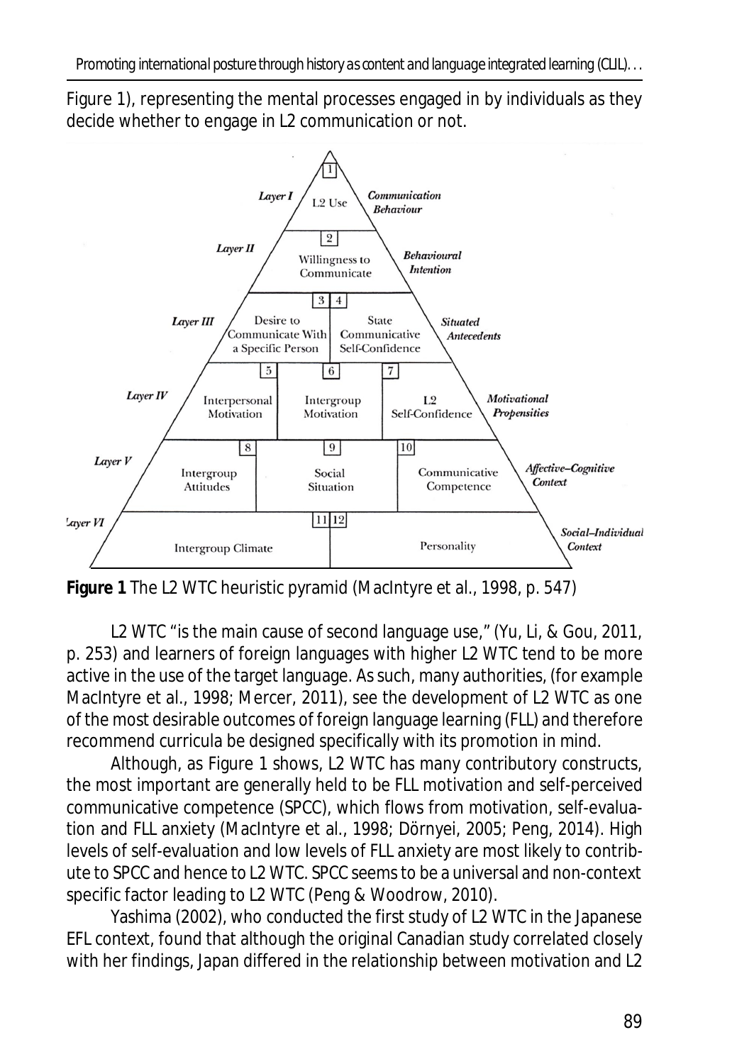Figure 1), representing the mental processes engaged in by individuals as they decide whether to engage in L2 communication or not.

**Figure 1** The L2 WTC heuristic pyramid (MacIntyre et al., 1998, p. 547)

L2 WTC "is the main cause of second language use," (Yu, Li, & Gou, 2011, p. 253) and learners of foreign languages with higher L2 WTC tend to be more active in the use of the target language. As such, many authorities, (for example MacIntyre et al., 1998; Mercer, 2011), see the development of L2 WTC as one of the most desirable outcomes of foreign language learning (FLL) and therefore recommend curricula be designed specifically with its promotion in mind.

Although, as Figure 1 shows, L2 WTC has many contributory constructs, the most important are generally held to be FLL motivation and self-perceived communicative competence (SPCC), which flows from motivation, self-evaluation and FLL anxiety (MacIntyre et al., 1998; Dörnyei, 2005; Peng, 2014). High levels of self-evaluation and low levels of FLL anxiety are most likely to contribute to SPCC and hence to L2 WTC. SPCC seems to be a universal and non-context specific factor leading to L2 WTC (Peng & Woodrow, 2010).

Yashima (2002), who conducted the first study of L2 WTC in the Japanese EFL context, found that although the original Canadian study correlated closely with her findings, Japan differed in the relationship between motivation and L2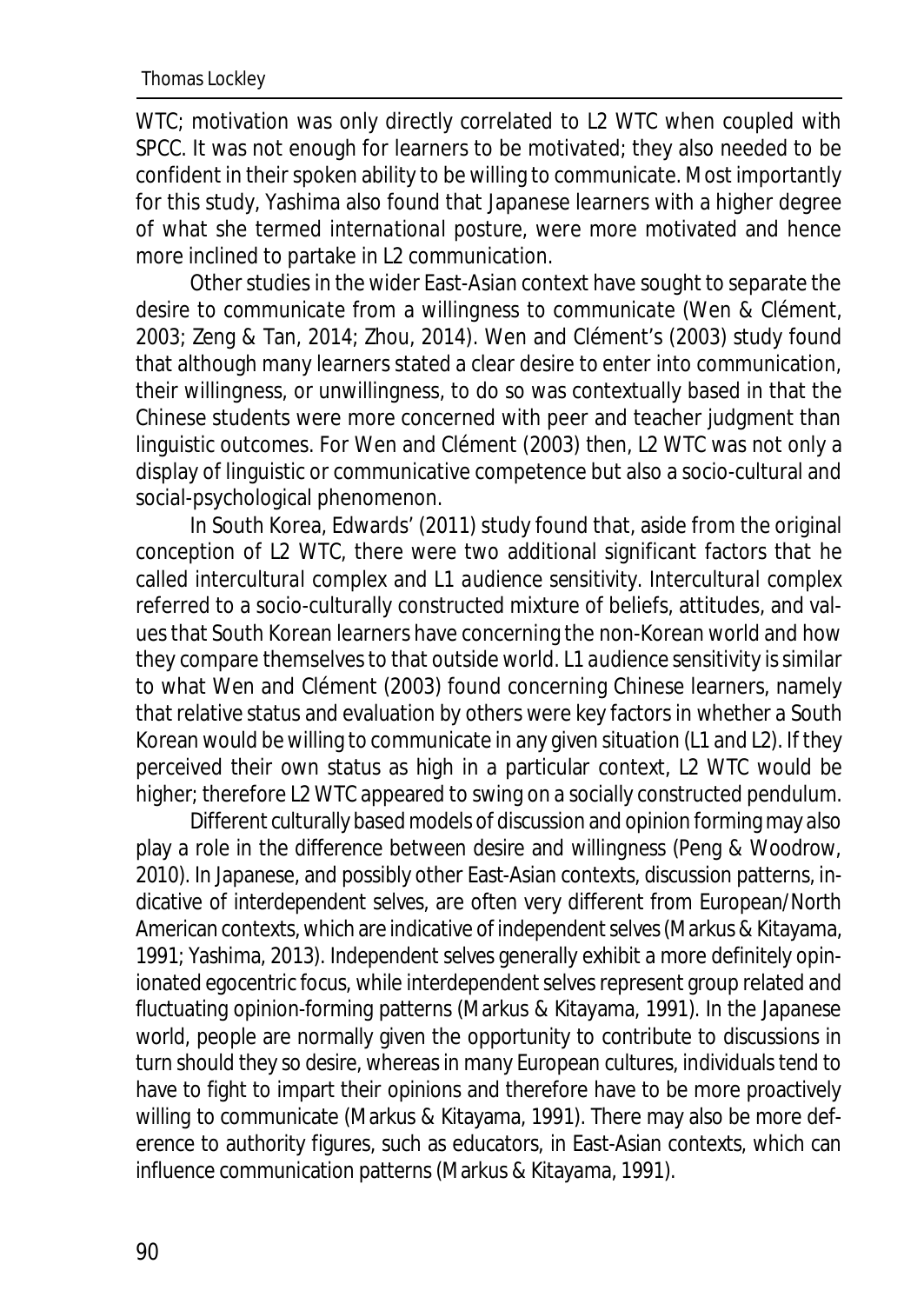WTC; motivation was only directly correlated to L2 WTC when coupled with SPCC. It was not enough for learners to be motivated; they also needed to be confident in their spoken ability to be willing to communicate. Most importantly for this study, Yashima also found that Japanese learners with a higher degree of what she termed *international posture*, were more motivated and hence more inclined to partake in L2 communication.

Other studies in the wider East-Asian context have sought to separate the desire to communicate from a willingness to communicate (Wen & Clément, 2003; Zeng & Tan, 2014; Zhou, 2014). Wen and Clément's (2003) study found that although many learners stated a clear desire to enter into communication, their willingness, or unwillingness, to do so was contextually based in that the Chinese students were more concerned with peer and teacher judgment than linguistic outcomes. For Wen and Clément (2003) then, L2 WTC was not only a display of linguistic or communicative competence but also a socio-cultural and social-psychological phenomenon.

In South Korea, Edwards' (2011) study found that, aside from the original conception of L2 WTC, there were two additional significant factors that he called *intercultural complex* and *L1 audience sensitivity*. Intercultural complex referred to a socio-culturally constructed mixture of beliefs, attitudes, and values that South Korean learners have concerning the non-Korean world and how they compare themselves to that outside world. L1 audience sensitivity is similar to what Wen and Clément (2003) found concerning Chinese learners, namely that relative status and evaluation by others were key factors in whether a South Korean would be willing to communicate in any given situation (L1 and L2). If they perceived their own status as high in a particular context, L2 WTC would be higher; therefore L2 WTC appeared to swing on a socially constructed pendulum.

Different culturally based models of discussion and opinion forming may also play a role in the difference between desire and willingness (Peng & Woodrow, 2010). In Japanese, and possibly other East-Asian contexts, discussion patterns, indicative of interdependent selves, are often very different from European/North American contexts, which are indicative of independent selves (Markus & Kitayama, 1991; Yashima, 2013). Independent selves generally exhibit a more definitely opinionated egocentric focus, while interdependent selves represent group related and fluctuating opinion-forming patterns (Markus & Kitayama, 1991). In the Japanese world, people are normally given the opportunity to contribute to discussions in turn should they so desire, whereas in many European cultures, individuals tend to have to fight to impart their opinions and therefore have to be more proactively willing to communicate (Markus & Kitayama, 1991). There may also be more deference to authority figures, such as educators, in East-Asian contexts, which can influence communication patterns (Markus & Kitayama, 1991).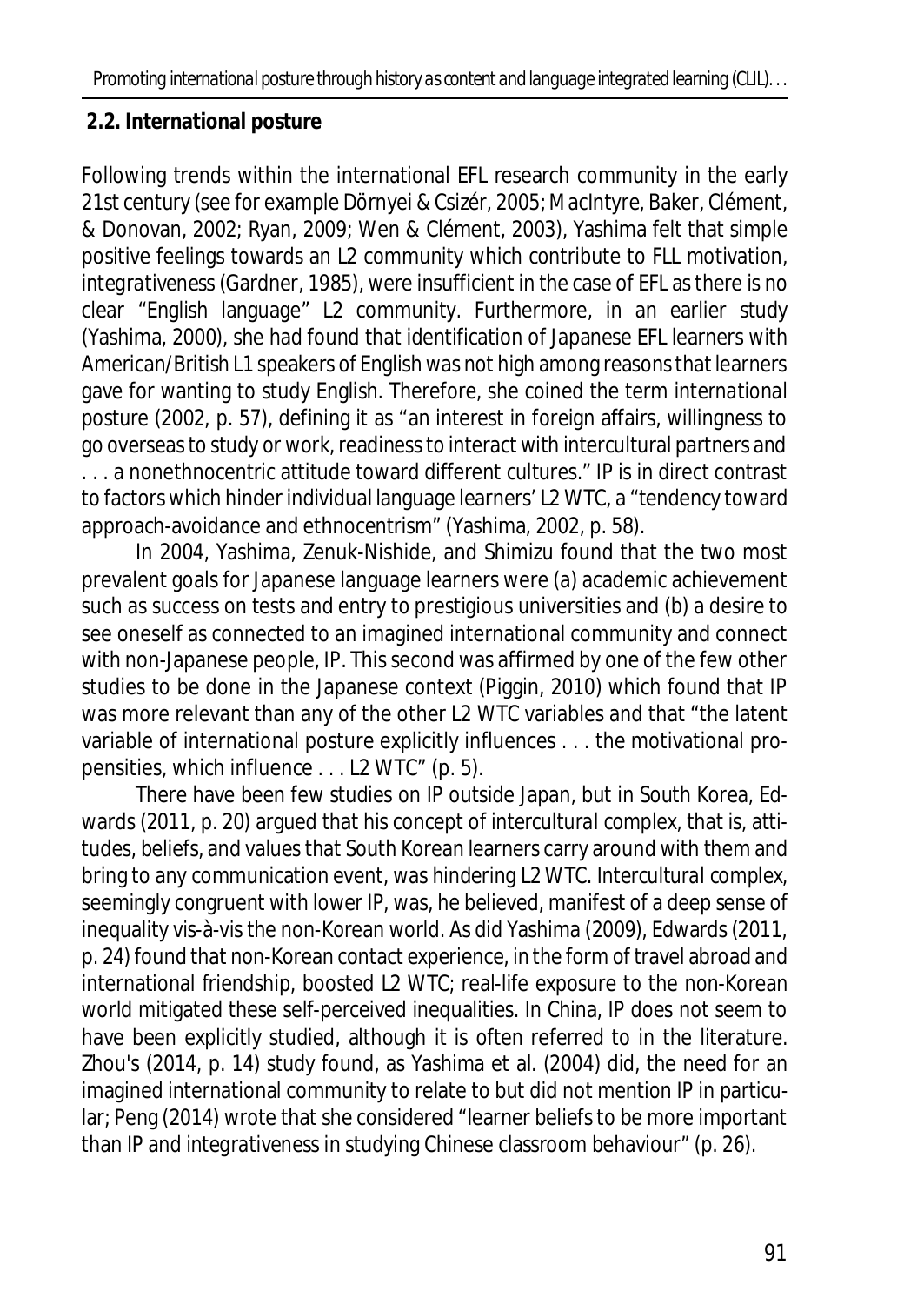## 2.2. International posture

Following trends within the international EFL research community in the early 21st century (see for example Dörnyei & Csizér, 2005; MacIntyre, Baker, Clément, & Donovan, 2002; Ryan, 2009; Wen & Clément, 2003), Yashima felt that simple positive feelings towards an L2 community which contribute to FLL motivation, *integrativeness* (Gardner, 1985), were insufficient in the case of EFL as there is no clear "English language" L2 community. Furthermore, in an earlier study (Yashima, 2000), she had found that identification of Japanese EFL learners with American/British L1 speakers of English was not high among reasons that learners gave for wanting to study English. Therefore, she coined the term *international posture* (2002, p. 57), defining it as "an interest in foreign affairs, willingness to go overseas to study or work, readiness to interact with intercultural partners and . . . a nonethnocentric attitude toward different cultures." IP is in direct contrast to factors which hinder individual language learners' L2 WTC, a "tendency toward approach-avoidance and ethnocentrism" (Yashima, 2002, p. 58).

In 2004, Yashima, Zenuk-Nishide, and Shimizu found that the two most prevalent goals for Japanese language learners were (a) academic achievement such as success on tests and entry to prestigious universities and (b) a desire to see oneself as connected to an imagined international community and connect with non-Japanese people, IP. This second was affirmed by one of the few other studies to be done in the Japanese context (Piggin, 2010) which found that IP was more relevant than any of the other L2 WTC variables and that "the latent variable of international posture explicitly influences . . . the motivational propensities, which influence . . . L2 WTC" (p. 5).

There have been few studies on IP outside Japan, but in South Korea, Edwards (2011, p. 20) argued that his concept of *intercultural complex*, that is, attitudes, beliefs, and values that South Korean learners carry around with them and bring to any communication event, was hindering L2 WTC. *Intercultural complex*, seemingly congruent with lower IP, was, he believed, manifest of a deep sense of inequality vis-à-vis the non-Korean world. As did Yashima (2009), Edwards (2011, p. 24) found that non-Korean contact experience, in the form of travel abroad and international friendship, boosted L2 WTC; real-life exposure to the non-Korean world mitigated these self-perceived inequalities. In China, IP does not seem to have been explicitly studied, although it is often referred to in the literature. Zhou's (2014, p. 14) study found, as Yashima et al. (2004) did, the need for an imagined international community to relate to but did not mention IP in particular; Peng (2014) wrote that she considered "learner beliefs to be more important than IP and integrativeness in studying Chinese classroom behaviour" (p. 26).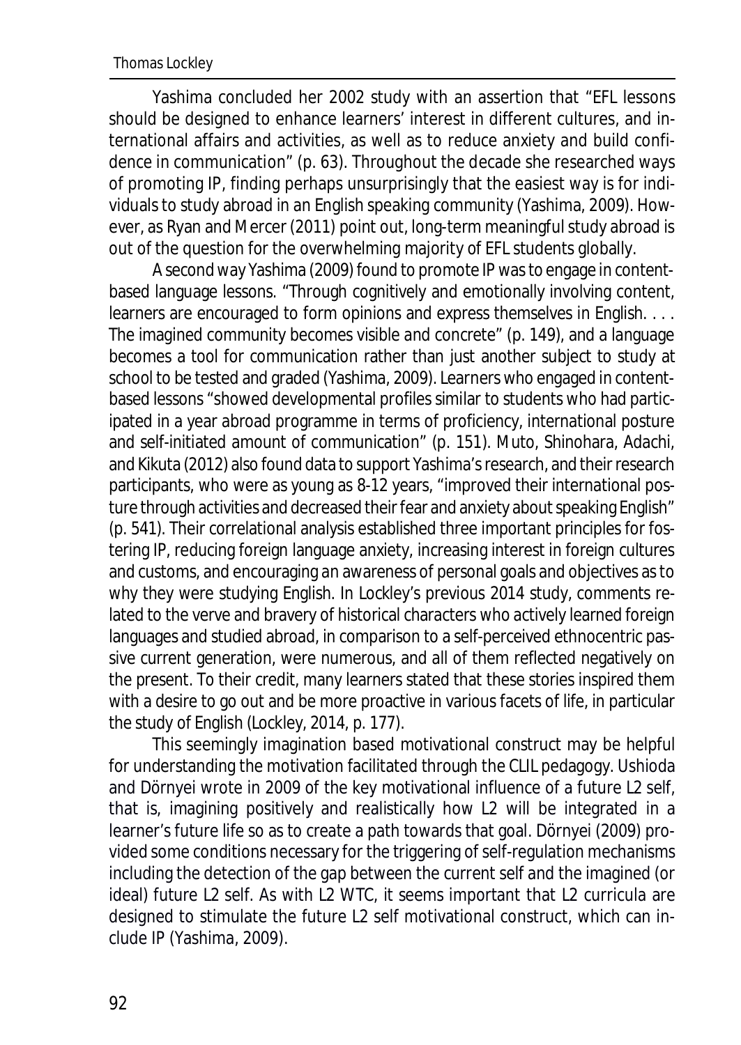Yashima concluded her 2002 study with an assertion that "EFL lessons should be designed to enhance learners' interest in different cultures, and international affairs and activities, as well as to reduce anxiety and build confidence in communication" (p. 63). Throughout the decade she researched ways of promoting IP, finding perhaps unsurprisingly that the easiest way is for individuals to study abroad in an English speaking community (Yashima, 2009). However, as Ryan and Mercer (2011) point out, long-term meaningful study abroad is out of the question for the overwhelming majority of EFL students globally.

A second way Yashima (2009) found to promote IP was to engage in content-based language lessons. "Through cognitively and emotionally involving content, learners are encouraged to form opinions and express themselves in English. . . . The imagined community becomes visible and concrete" (p. 149), and a language becomes a tool for communication rather than just another subject to study at school to be tested and graded (Yashima, 2009). Learners who engaged in content-based lessons "showed developmental profiles similar to students who had participated in a year abroad programme in terms of proficiency, international posture and self-initiated amount of communication" (p. 151). Muto, Shinohara, Adachi, and Kikuta (2012) also found data to support Yashima's research, and their research participants, who were as young as 8-12 years, "improved their international posture through activities and decreased their fear and anxiety about speaking English" (p. 541). Their correlational analysis established three important principles for fostering IP, reducing foreign language anxiety, increasing interest in foreign cultures and customs, and encouraging an awareness of personal goals and objectives as to why they were studying English. In Lockley's previous 2014 study, comments related to the verve and bravery of historical characters who actively learned foreign languages and studied abroad, in comparison to a self-perceived ethnocentric passive current generation, were numerous, and all of them reflected negatively on the present. To their credit, many learners stated that these stories inspired them with a desire to go out and be more proactive in various facets of life, in particular the study of English (Lockley, 2014, p. 177).

This seemingly imagination based motivational construct may be helpful for understanding the motivation facilitated through the CLIL pedagogy. Ushioda and Dörnyei wrote in 2009 of the key motivational influence of a future L2 self, that is, imagining positively and realistically how L2 will be integrated in a learner's future life so as to create a path towards that goal. Dörnyei (2009) provided some conditions necessary for the triggering of self-regulation mechanisms including the detection of the gap between the current self and the imagined (or ideal) future L2 self. As with L2 WTC, it seems important that L2 curricula are designed to stimulate the future L2 self motivational construct, which can include IP (Yashima, 2009).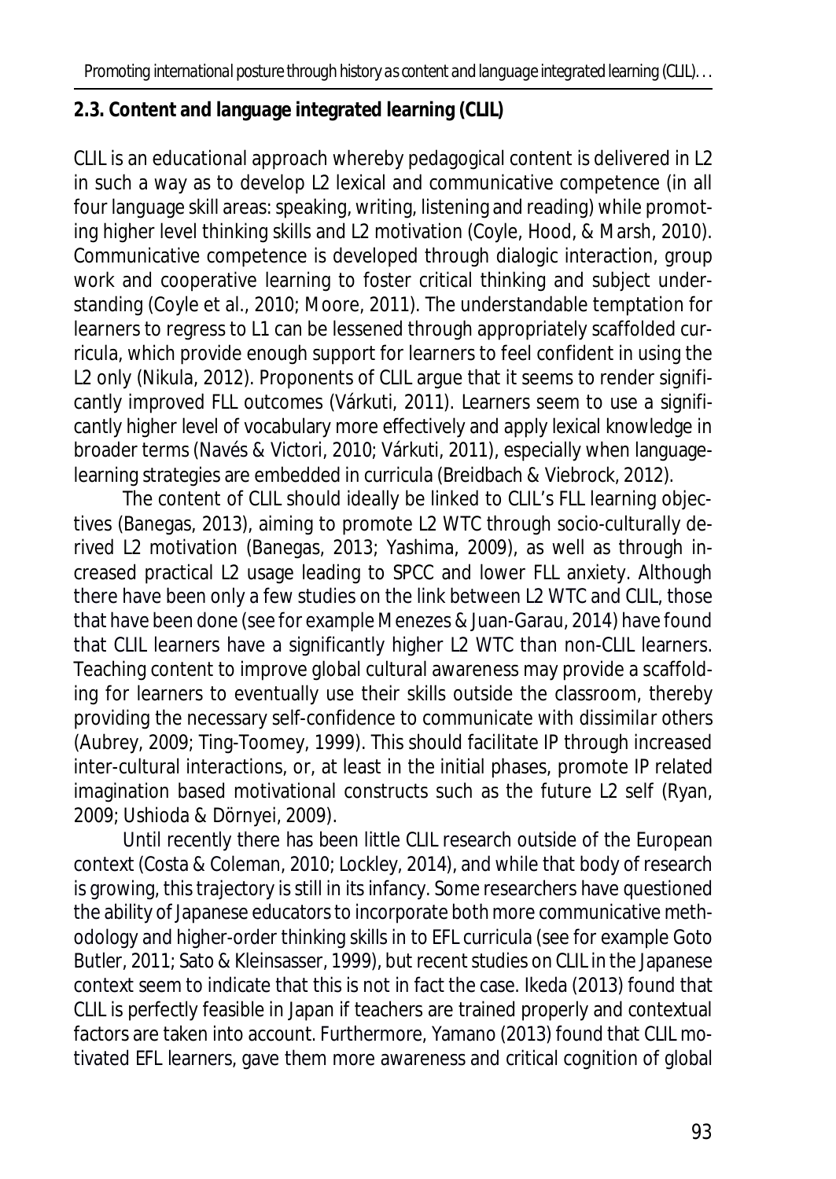## 2.3. Content and language integrated learning (CLIL)

CLIL is an educational approach whereby pedagogical content is delivered in L2 in such a way as to develop L2 lexical and communicative competence (in all four language skill areas: speaking, writing, listening and reading) while promoting higher level thinking skills and L2 motivation (Coyle, Hood, & Marsh, 2010). Communicative competence is developed through dialogic interaction, group work and cooperative learning to foster critical thinking and subject understanding (Coyle et al., 2010; Moore, 2011). The understandable temptation for learners to regress to L1 can be lessened through appropriately scaffolded curricula, which provide enough support for learners to feel confident in using the L2 only (Nikula, 2012). Proponents of CLIL argue that it seems to render significantly improved FLL outcomes (Várkuti, 2011). Learners seem to use a significantly higher level of vocabulary more effectively and apply lexical knowledge in broader terms (Navés & Victori, 2010; Várkuti, 2011), especially when language-learning strategies are embedded in curricula (Breidbach & Viebrock, 2012).

The content of CLIL should ideally be linked to CLIL's FLL learning objectives (Banegas, 2013), aiming to promote L2 WTC through socio-culturally derived L2 motivation (Banegas, 2013; Yashima, 2009), as well as through increased practical L2 usage leading to SPCC and lower FLL anxiety. Although there have been only a few studies on the link between L2 WTC and CLIL, those that have been done (see for example Menezes & Juan-Garau, 2014) have found that CLIL learners have a significantly higher L2 WTC than non-CLIL learners. Teaching content to improve global cultural awareness may provide a scaffolding for learners to eventually use their skills outside the classroom, thereby providing the necessary self-confidence to communicate with dissimilar others (Aubrey, 2009; Ting-Toomey, 1999). This should facilitate IP through increased inter-cultural interactions, or, at least in the initial phases, promote IP related imagination based motivational constructs such as the future L2 self (Ryan, 2009; Ushioda & Dörnyei, 2009).

Until recently there has been little CLIL research outside of the European context (Costa & Coleman, 2010; Lockley, 2014), and while that body of research is growing, this trajectory is still in its infancy. Some researchers have questioned the ability of Japanese educators to incorporate both more communicative methodology and higher-order thinking skills in to EFL curricula (see for example Goto Butler, 2011; Sato & Kleinsasser, 1999), but recent studies on CLIL in the Japanese context seem to indicate that this is not in fact the case. Ikeda (2013) found that CLIL is perfectly feasible in Japan if teachers are trained properly and contextual factors are taken into account. Furthermore, Yamano (2013) found that CLIL motivated EFL learners, gave them more awareness and critical cognition of global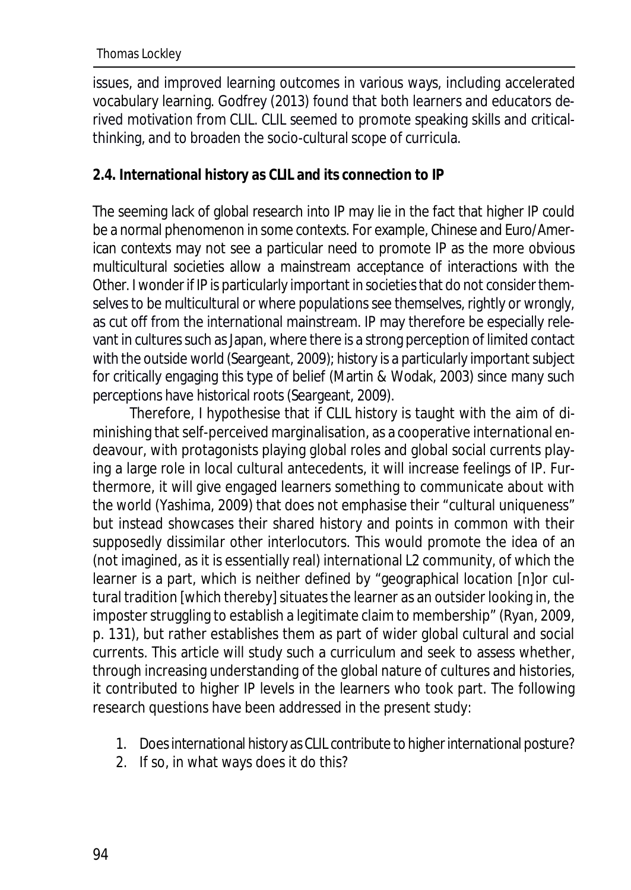issues, and improved learning outcomes in various ways, including accelerated vocabulary learning. Godfrey (2013) found that both learners and educators derived motivation from CLIL. CLIL seemed to promote speaking skills and critical-thinking, and to broaden the socio-cultural scope of curricula.

### 2.4. International history as CLIL and its connection to IP

The seeming lack of global research into IP may lie in the fact that higher IP could be a normal phenomenon in some contexts. For example, Chinese and Euro/American contexts may not see a particular need to promote IP as the more obvious multicultural societies allow a mainstream acceptance of interactions with the Other. I wonder if IP is particularly important in societies that do not consider themselves to be multicultural or where populations see themselves, rightly or wrongly, as cut off from the international mainstream. IP may therefore be especially relevant in cultures such as Japan, where there is a strong perception of limited contact with the outside world (Seargeant, 2009); history is a particularly important subject for critically engaging this type of belief (Martin & Wodak, 2003) since many such perceptions have historical roots (Seargeant, 2009).

Therefore, I hypothesise that if CLIL history is taught with the aim of diminishing that self-perceived marginalisation, as a cooperative international endeavour, with protagonists playing global roles and global social currents playing a large role in local cultural antecedents, it will increase feelings of IP. Furthermore, it will give engaged learners something to communicate about with the world (Yashima, 2009) that does not emphasise their "cultural uniqueness" but instead showcases their shared history and points in common with their supposedly dissimilar other interlocutors. This would promote the idea of an (not imagined, as it is essentially real) international L2 community, of which the learner is a part, which is neither defined by "geographical location [n]or cultural tradition [which thereby] situates the learner as an outsider looking in, the imposter struggling to establish a legitimate claim to membership" (Ryan, 2009, p. 131), but rather establishes them as part of wider global cultural and social currents. This article will study such a curriculum and seek to assess whether, through increasing understanding of the global nature of cultures and histories, it contributed to higher IP levels in the learners who took part. The following research questions have been addressed in the present study:

1. Does international history as CLIL contribute to higher international posture?
2. If so, in what ways does it do this?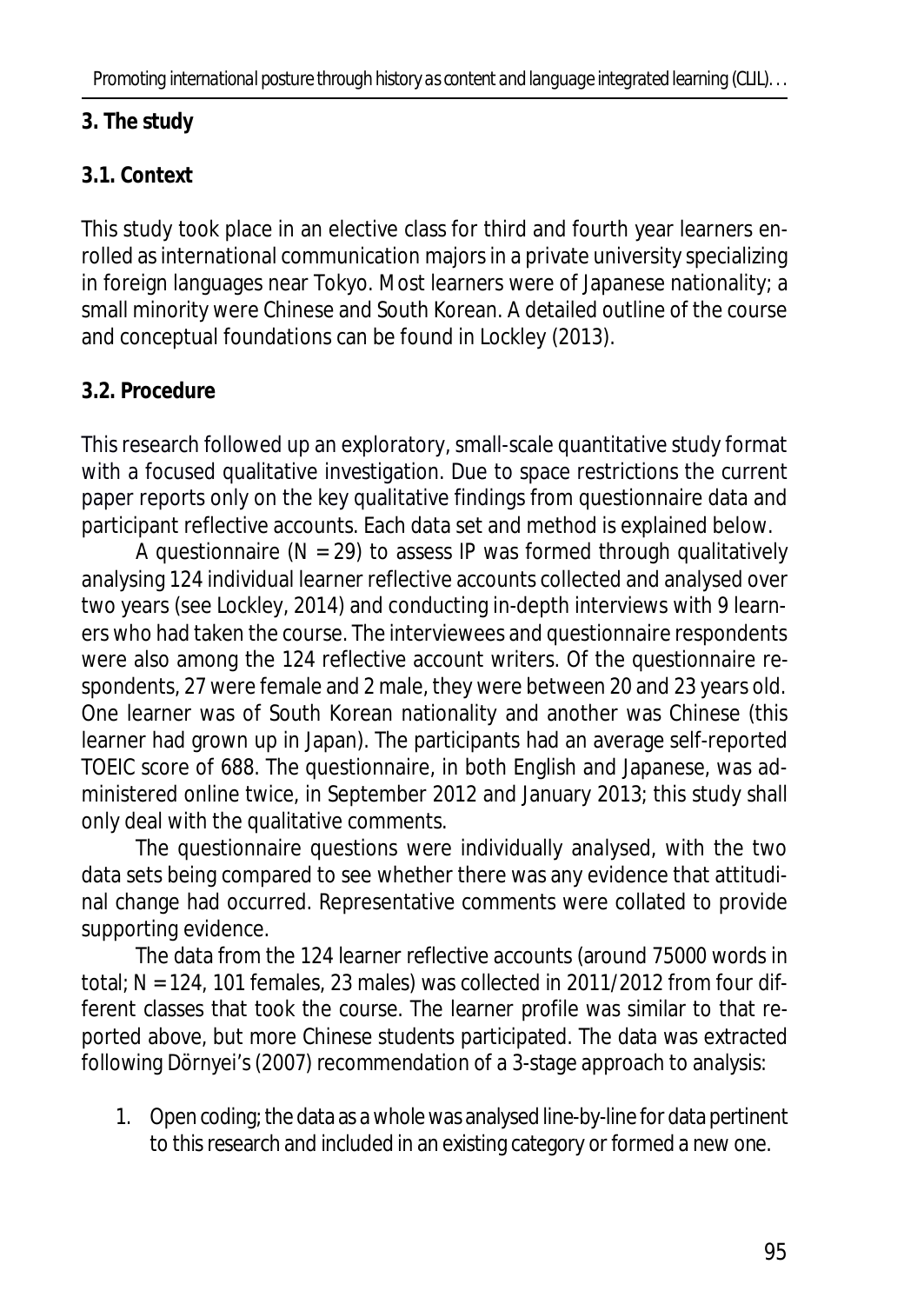## 3. The study

### 3.1. Context

This study took place in an elective class for third and fourth year learners enrolled as international communication majors in a private university specializing in foreign languages near Tokyo. Most learners were of Japanese nationality; a small minority were Chinese and South Korean. A detailed outline of the course and conceptual foundations can be found in Lockley (2013).

### 3.2. Procedure

This research followed up an exploratory, small-scale quantitative study format with a focused qualitative investigation. Due to space restrictions the current paper reports only on the key qualitative findings from questionnaire data and participant reflective accounts. Each data set and method is explained below.

A questionnaire (*N* = 29) to assess IP was formed through qualitatively analysing 124 individual learner reflective accounts collected and analysed over two years (see Lockley, 2014) and conducting in-depth interviews with 9 learners who had taken the course. The interviewees and questionnaire respondents were also among the 124 reflective account writers. Of the questionnaire respondents, 27 were female and 2 male, they were between 20 and 23 years old. One learner was of South Korean nationality and another was Chinese (this learner had grown up in Japan). The participants had an average self-reported TOEIC score of 688. The questionnaire, in both English and Japanese, was administered online twice, in September 2012 and January 2013; this study shall only deal with the qualitative comments.

The questionnaire questions were individually analysed, with the two data sets being compared to see whether there was any evidence that attitudinal change had occurred. Representative comments were collated to provide supporting evidence.

The data from the 124 learner reflective accounts (around 75000 words in total; *N* = 124, 101 females, 23 males) was collected in 2011/2012 from four different classes that took the course. The learner profile was similar to that reported above, but more Chinese students participated. The data was extracted following Dörnyei's (2007) recommendation of a 3-stage approach to analysis:

1. Open coding; the data as a whole was analysed line-by-line for data pertinent to this research and included in an existing category or formed a new one.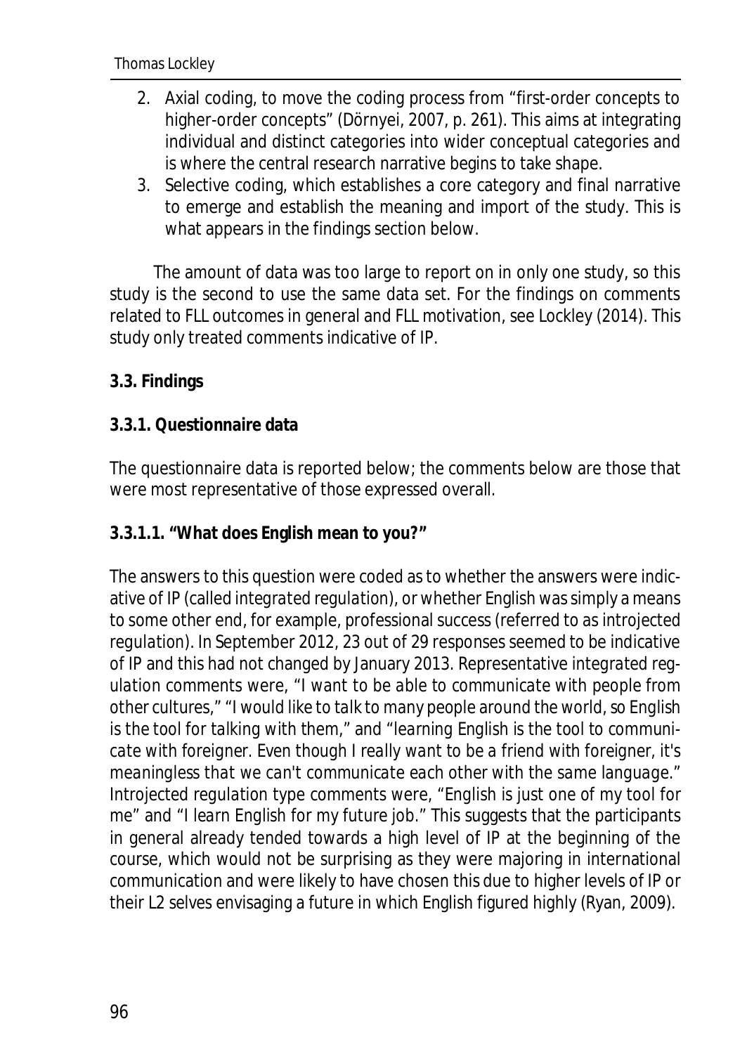2. Axial coding, to move the coding process from "first-order concepts to higher-order concepts" (Dörnyei, 2007, p. 261). This aims at integrating individual and distinct categories into wider conceptual categories and is where the central research narrative begins to take shape.
3. Selective coding, which establishes a core category and final narrative to emerge and establish the meaning and import of the study. This is what appears in the findings section below.

The amount of data was too large to report on in only one study, so this study is the second to use the same data set. For the findings on comments related to FLL outcomes in general and FLL motivation, see Lockley (2014). This study only treated comments indicative of IP.

**3.3. Findings**

**3.3.1. Questionnaire data**

The questionnaire data is reported below; the comments below are those that were most representative of those expressed overall.

**3.3.1.1. "What does English mean to you?"**

The answers to this question were coded as to whether the answers were indicative of IP (called *integrated regulation*), or whether English was simply a means to some other end, for example, professional success (referred to as introjected regulation). In September 2012, 23 out of 29 responses seemed to be indicative of IP and this had not changed by January 2013. Representative integrated regulation comments were, "*I want to be able to communicate with people from other cultures,*" "*I would like to talk to many people around the world, so English is the tool for talking with them,*" and "*learning English is the tool to communicate with foreigner. Even though I really want to be a friend with foreigner, it's meaningless that we can't communicate each other with the same language.*" Introjected regulation type comments were, "*English is just one of my tool for me*" and "*I learn English for my future job.*" This suggests that the participants in general already tended towards a high level of IP at the beginning of the course, which would not be surprising as they were majoring in international communication and were likely to have chosen this due to higher levels of IP or their L2 selves envisaging a future in which English figured highly (Ryan, 2009).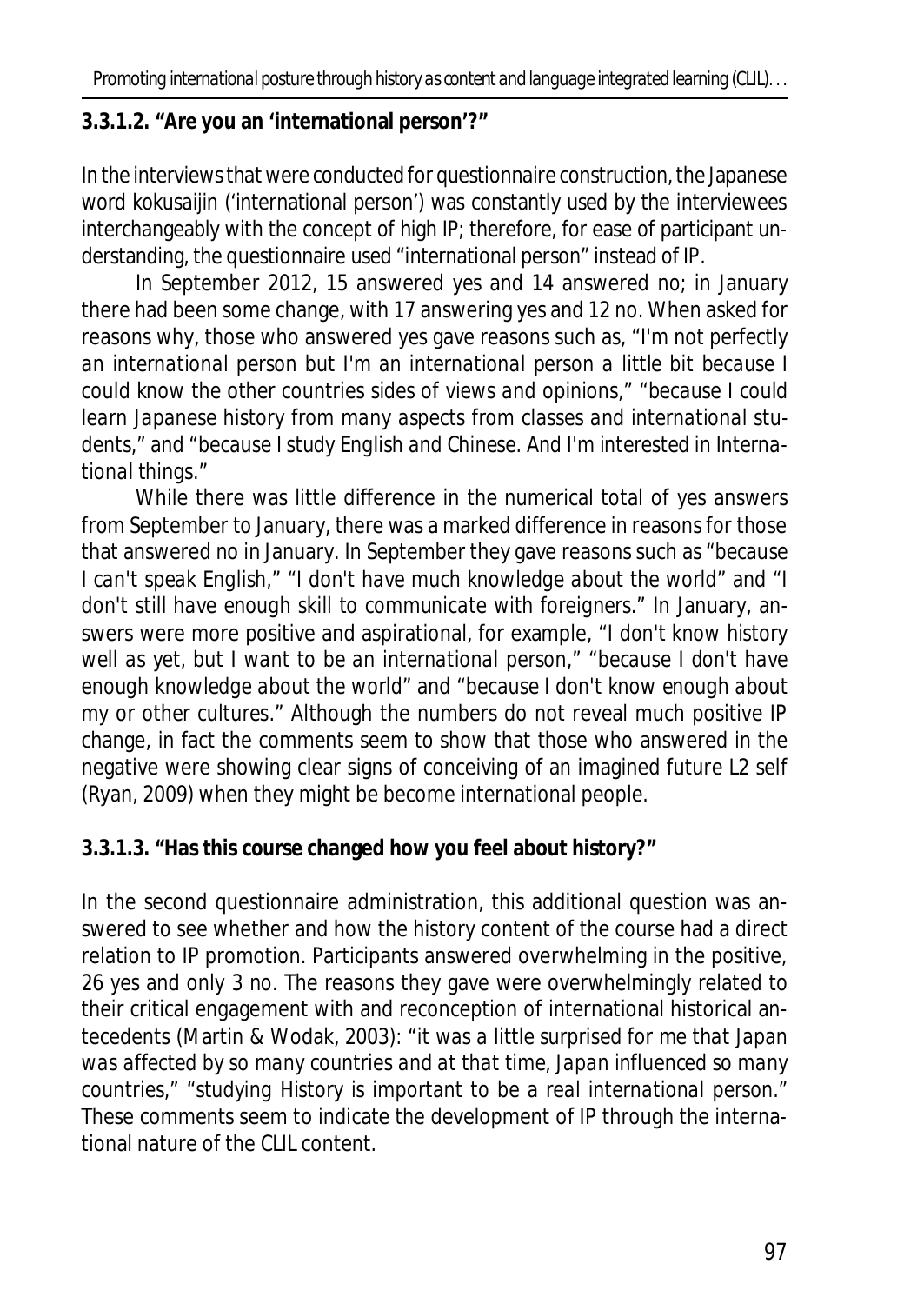#### 3.3.1.2. "Are you an 'international person'?"

In the interviews that were conducted for questionnaire construction, the Japanese word kokusaijin ('international person') was constantly used by the interviewees interchangeably with the concept of high IP; therefore, for ease of participant understanding, the questionnaire used "international person" instead of IP.

In September 2012, 15 answered yes and 14 answered no; in January there had been some change, with 17 answering yes and 12 no. When asked for reasons why, those who answered yes gave reasons such as, *"I'm not perfectly an international person but I'm an international person a little bit because I could know the other countries sides of views and opinions," "because I could learn Japanese history from many aspects from classes and international students,"* and *"because I study English and Chinese. And I'm interested in International things."*

While there was little difference in the numerical total of yes answers from September to January, there was a marked difference in reasons for those that answered no in January. In September they gave reasons such as *"because I can't speak English," "I don't have much knowledge about the world"* and *"I don't still have enough skill to communicate with foreigners."* In January, answers were more positive and aspirational, for example, *"I don't know history well as yet, but I want to be an international person," "because I don't have enough knowledge about the world"* and *"because I don't know enough about my or other cultures."* Although the numbers do not reveal much positive IP change, in fact the comments seem to show that those who answered in the negative were showing clear signs of conceiving of an imagined future L2 self (Ryan, 2009) when they might be become international people.

#### 3.3.1.3. "Has this course changed how you feel about history?"

In the second questionnaire administration, this additional question was answered to see whether and how the history content of the course had a direct relation to IP promotion. Participants answered overwhelming in the positive, 26 yes and only 3 no. The reasons they gave were overwhelmingly related to their critical engagement with and reconception of international historical antecedents (Martin & Wodak, 2003): *"it was a little surprised for me that Japan was affected by so many countries and at that time, Japan influenced so many countries," "studying History is important to be a real international person."* These comments seem to indicate the development of IP through the international nature of the CLIL content.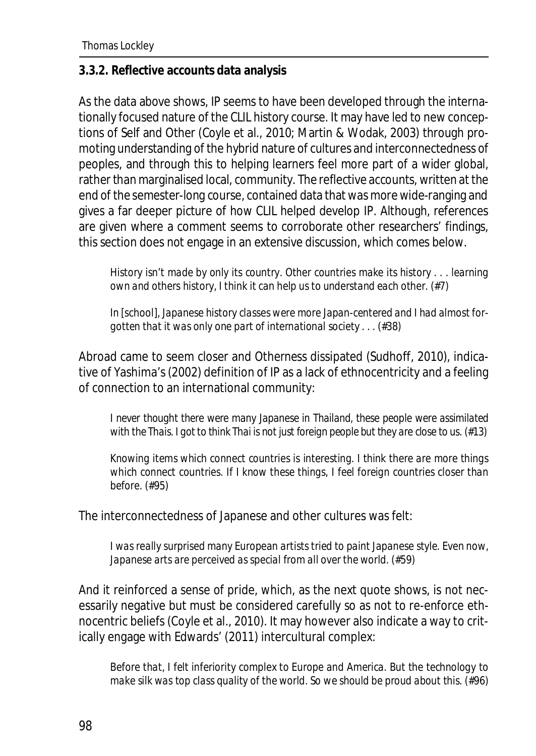### 3.3.2. Reflective accounts data analysis

As the data above shows, IP seems to have been developed through the internationally focused nature of the CLIL history course. It may have led to new conceptions of Self and Other (Coyle et al., 2010; Martin & Wodak, 2003) through promoting understanding of the hybrid nature of cultures and interconnectedness of peoples, and through this to helping learners feel more part of a wider global, rather than marginalised local, community. The reflective accounts, written at the end of the semester-long course, contained data that was more wide-ranging and gives a far deeper picture of how CLIL helped develop IP. Although, references are given where a comment seems to corroborate other researchers' findings, this section does not engage in an extensive discussion, which comes below.

> *History isn't made by only its country. Other countries make its history . . . learning own and others history, I think it can help us to understand each other.* (#7)

> *In [school], Japanese history classes were more Japan-centered and I had almost forgotten that it was only one part of international society . . .* (#38)

Abroad came to seem closer and Otherness dissipated (Sudhoff, 2010), indicative of Yashima's (2002) definition of IP as a lack of ethnocentricity and a feeling of connection to an international community:

> *I never thought there were many Japanese in Thailand, these people were assimilated with the Thais. I got to think Thai is not just foreign people but they are close to us.* (#13)

> *Knowing items which connect countries is interesting. I think there are more things which connect countries. If I know these things, I feel foreign countries closer than before.* (#95)

The interconnectedness of Japanese and other cultures was felt:

> *I was really surprised many European artists tried to paint Japanese style. Even now, Japanese arts are perceived as special from all over the world.* (#59)

And it reinforced a sense of pride, which, as the next quote shows, is not necessarily negative but must be considered carefully so as not to re-enforce ethnocentric beliefs (Coyle et al., 2010). It may however also indicate a way to critically engage with Edwards' (2011) intercultural complex:

> *Before that, I felt inferiority complex to Europe and America. But the technology to make silk was top class quality of the world. So we should be proud about this.* (#96)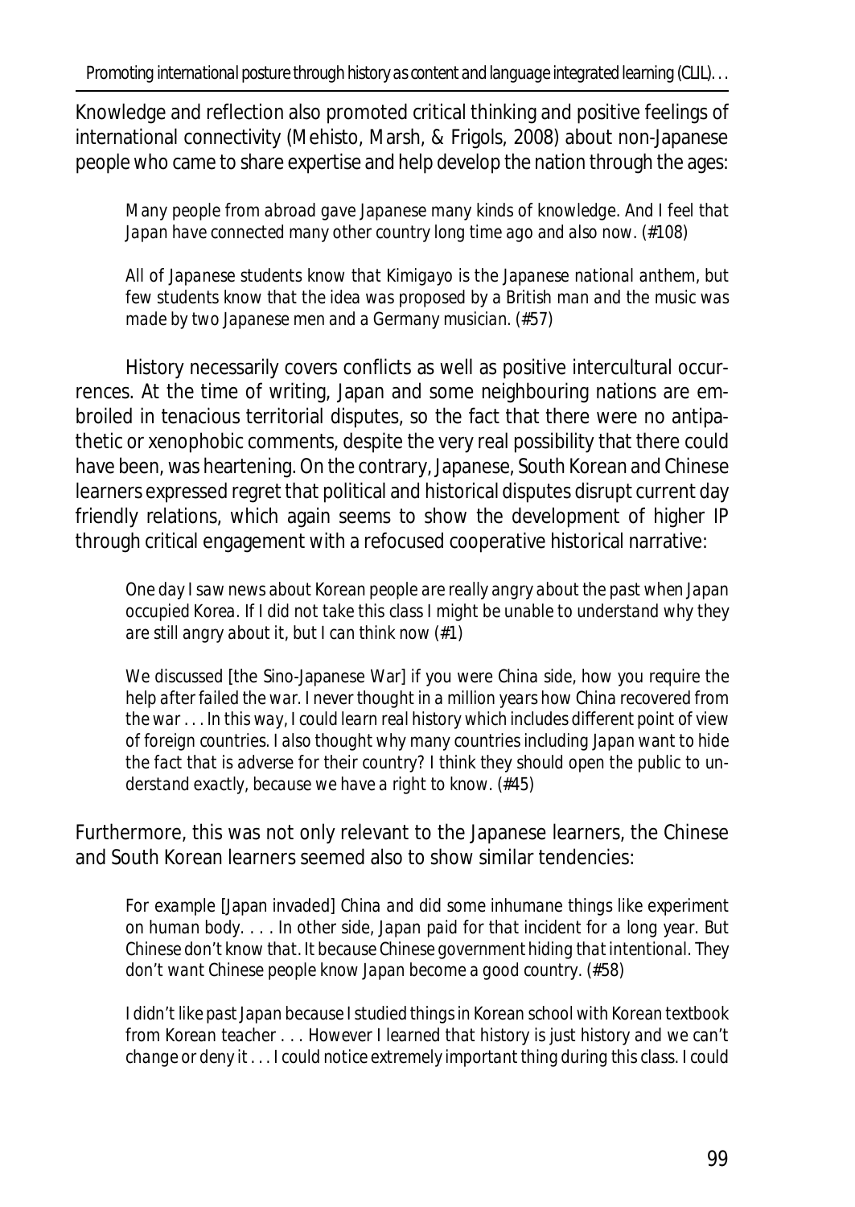Knowledge and reflection also promoted critical thinking and positive feelings of international connectivity (Mehisto, Marsh, & Frigols, 2008) about non-Japanese people who came to share expertise and help develop the nation through the ages:

> *Many people from abroad gave Japanese many kinds of knowledge. And I feel that Japan have connected many other country long time ago and also now.* (#108)

> *All of Japanese students know that Kimigayo is the Japanese national anthem, but few students know that the idea was proposed by a British man and the music was made by two Japanese men and a Germany musician.* (#57)

History necessarily covers conflicts as well as positive intercultural occurrences. At the time of writing, Japan and some neighbouring nations are embroiled in tenacious territorial disputes, so the fact that there were no antipathetic or xenophobic comments, despite the very real possibility that there could have been, was heartening. On the contrary, Japanese, South Korean and Chinese learners expressed regret that political and historical disputes disrupt current day friendly relations, which again seems to show the development of higher IP through critical engagement with a refocused cooperative historical narrative:

> *One day I saw news about Korean people are really angry about the past when Japan occupied Korea. If I did not take this class I might be unable to understand why they are still angry about it, but I can think now* (#1)

> *We discussed [the Sino-Japanese War] if you were China side, how you require the help after failed the war. I never thought in a million years how China recovered from the war . . . In this way, I could learn real history which includes different point of view of foreign countries. I also thought why many countries including Japan want to hide the fact that is adverse for their country? I think they should open the public to understand exactly, because we have a right to know.* (#45)

Furthermore, this was not only relevant to the Japanese learners, the Chinese and South Korean learners seemed also to show similar tendencies:

> *For example [Japan invaded] China and did some inhumane things like experiment on human body. . . . In other side, Japan paid for that incident for a long year. But Chinese don't know that. It because Chinese government hiding that intentional. They don't want Chinese people know Japan become a good country.* (#58)

> *I didn't like past Japan because I studied things in Korean school with Korean textbook from Korean teacher . . . However I learned that history is just history and we can't change or deny it . . . I could notice extremely important thing during this class. I could*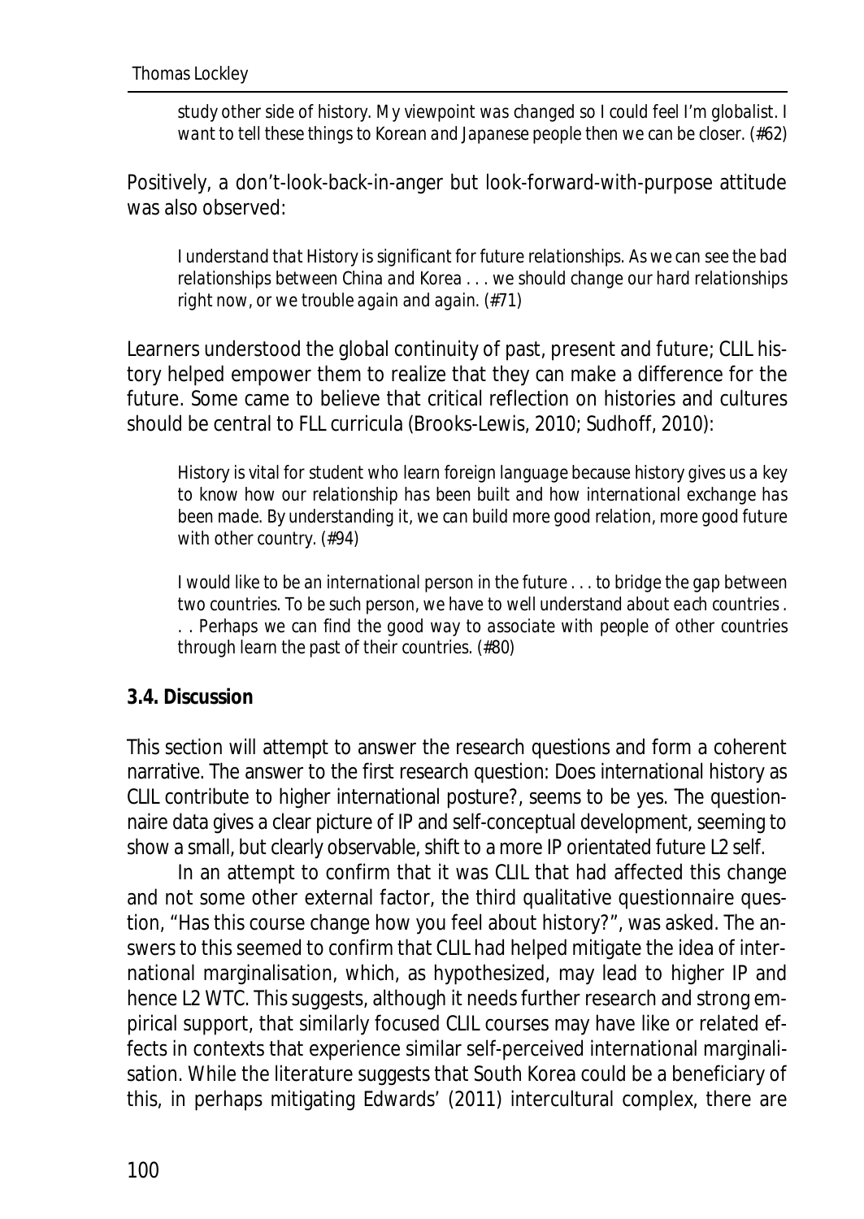*study other side of history. My viewpoint was changed so I could feel I'm globalist. I want to tell these things to Korean and Japanese people then we can be closer.* (#62)

Positively, a don't-look-back-in-anger but look-forward-with-purpose attitude was also observed:

> *I understand that History is significant for future relationships. As we can see the bad relationships between China and Korea . . . we should change our hard relationships right now, or we trouble again and again.* (#71)

Learners understood the global continuity of past, present and future; CLIL history helped empower them to realize that they can make a difference for the future. Some came to believe that critical reflection on histories and cultures should be central to FLL curricula (Brooks-Lewis, 2010; Sudhoff, 2010):

> *History is vital for student who learn foreign language because history gives us a key to know how our relationship has been built and how international exchange has been made. By understanding it, we can build more good relation, more good future with other country.* (#94)

> *I would like to be an international person in the future . . . to bridge the gap between two countries. To be such person, we have to well understand about each countries . . . Perhaps we can find the good way to associate with people of other countries through learn the past of their countries.* (#80)

### 3.4. Discussion

This section will attempt to answer the research questions and form a coherent narrative. The answer to the first research question: Does international history as CLIL contribute to higher international posture?, seems to be yes. The questionnaire data gives a clear picture of IP and self-conceptual development, seeming to show a small, but clearly observable, shift to a more IP orientated future L2 self.

In an attempt to confirm that it was CLIL that had affected this change and not some other external factor, the third qualitative questionnaire question, "Has this course change how you feel about history?", was asked. The answers to this seemed to confirm that CLIL had helped mitigate the idea of international marginalisation, which, as hypothesized, may lead to higher IP and hence L2 WTC. This suggests, although it needs further research and strong empirical support, that similarly focused CLIL courses may have like or related effects in contexts that experience similar self-perceived international marginalisation. While the literature suggests that South Korea could be a beneficiary of this, in perhaps mitigating Edwards' (2011) intercultural complex, there are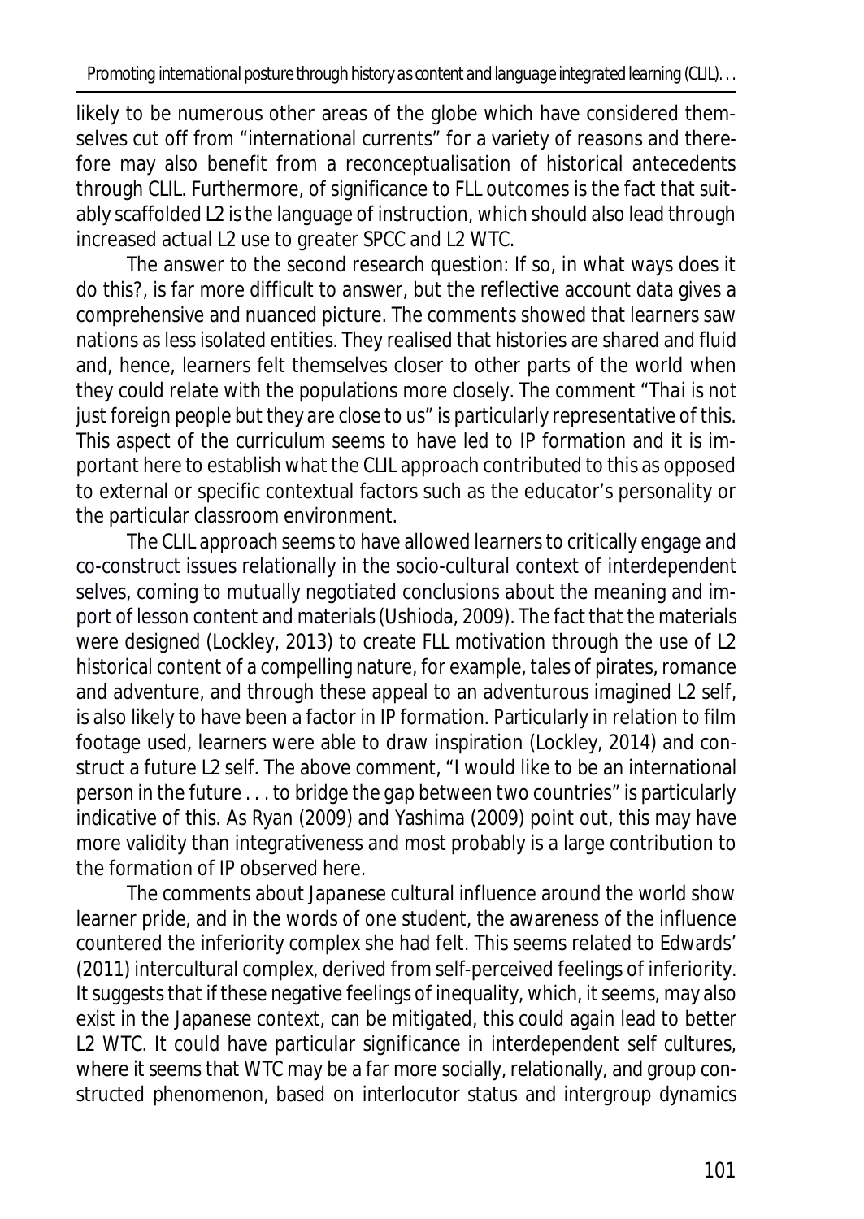likely to be numerous other areas of the globe which have considered themselves cut off from "international currents" for a variety of reasons and therefore may also benefit from a reconceptualisation of historical antecedents through CLIL. Furthermore, of significance to FLL outcomes is the fact that suitably scaffolded L2 is the language of instruction, which should also lead through increased actual L2 use to greater SPCC and L2 WTC.

The answer to the second research question: If so, in what ways does it do this?, is far more difficult to answer, but the reflective account data gives a comprehensive and nuanced picture. The comments showed that learners saw nations as less isolated entities. They realised that histories are shared and fluid and, hence, learners felt themselves closer to other parts of the world when they could relate with the populations more closely. The comment "Thai is not just foreign people but they are close to us" is particularly representative of this. This aspect of the curriculum seems to have led to IP formation and it is important here to establish what the CLIL approach contributed to this as opposed to external or specific contextual factors such as the educator's personality or the particular classroom environment.

The CLIL approach seems to have allowed learners to critically engage and co-construct issues relationally in the socio-cultural context of interdependent selves, coming to mutually negotiated conclusions about the meaning and import of lesson content and materials (Ushioda, 2009). The fact that the materials were designed (Lockley, 2013) to create FLL motivation through the use of L2 historical content of a compelling nature, for example, tales of pirates, romance and adventure, and through these appeal to an adventurous imagined L2 self, is also likely to have been a factor in IP formation. Particularly in relation to film footage used, learners were able to draw inspiration (Lockley, 2014) and construct a future L2 self. The above comment, "I would like to be an international person in the future . . . to bridge the gap between two countries" is particularly indicative of this. As Ryan (2009) and Yashima (2009) point out, this may have more validity than integrativeness and most probably is a large contribution to the formation of IP observed here.

The comments about Japanese cultural influence around the world show learner pride, and in the words of one student, the awareness of the influence countered the inferiority complex she had felt. This seems related to Edwards' (2011) intercultural complex, derived from self-perceived feelings of inferiority. It suggests that if these negative feelings of inequality, which, it seems, may also exist in the Japanese context, can be mitigated, this could again lead to better L2 WTC. It could have particular significance in interdependent self cultures, where it seems that WTC may be a far more socially, relationally, and group constructed phenomenon, based on interlocutor status and intergroup dynamics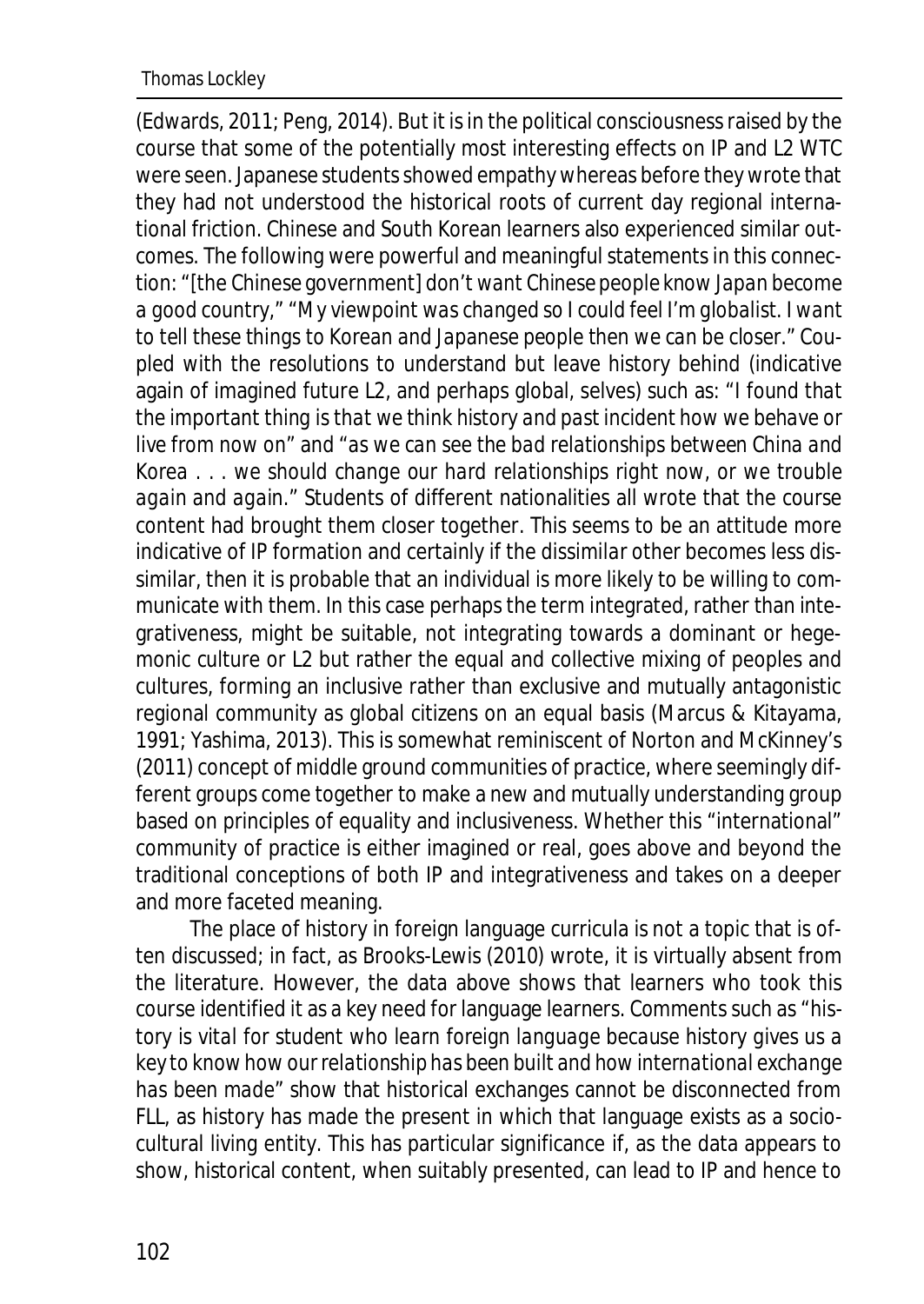(Edwards, 2011; Peng, 2014). But it is in the political consciousness raised by the course that some of the potentially most interesting effects on IP and L2 WTC were seen. Japanese students showed empathy whereas before they wrote that they had not understood the historical roots of current day regional international friction. Chinese and South Korean learners also experienced similar outcomes. The following were powerful and meaningful statements in this connection: "[the Chinese government] *don't want Chinese people know Japan become a good country*," "*My viewpoint was changed so I could feel I'm globalist. I want to tell these things to Korean and Japanese people then we can be closer*." Coupled with the resolutions to understand but leave history behind (indicative again of imagined future L2, and perhaps global, selves) such as: "*I found that the important thing is that we think history and past incident how we behave or live from now on*" and "*as we can see the bad relationships between China and Korea . . . we should change our hard relationships right now, or we trouble again and again*." Students of different nationalities all wrote that the course content had brought them closer together. This seems to be an attitude more indicative of IP formation and certainly if the dissimilar other becomes less dissimilar, then it is probable that an individual is more likely to be willing to communicate with them. In this case perhaps the term integrated, rather than integrativeness, might be suitable, not integrating towards a dominant or hegemonic culture or L2 but rather the equal and collective mixing of peoples and cultures, forming an inclusive rather than exclusive and mutually antagonistic regional community as global citizens on an equal basis (Marcus & Kitayama, 1991; Yashima, 2013). This is somewhat reminiscent of Norton and McKinney's (2011) concept of middle ground communities of practice, where seemingly different groups come together to make a new and mutually understanding group based on principles of equality and inclusiveness. Whether this "international" community of practice is either imagined or real, goes above and beyond the traditional conceptions of both IP and integrativeness and takes on a deeper and more faceted meaning.

The place of history in foreign language curricula is not a topic that is often discussed; in fact, as Brooks-Lewis (2010) wrote, it is virtually absent from the literature. However, the data above shows that learners who took this course identified it as a key need for language learners. Comments such as "*history is vital for student who learn foreign language because history gives us a key to know how our relationship has been built and how international exchange has been made*" show that historical exchanges cannot be disconnected from FLL, as history has made the present in which that language exists as a sociocultural living entity. This has particular significance if, as the data appears to show, historical content, when suitably presented, can lead to IP and hence to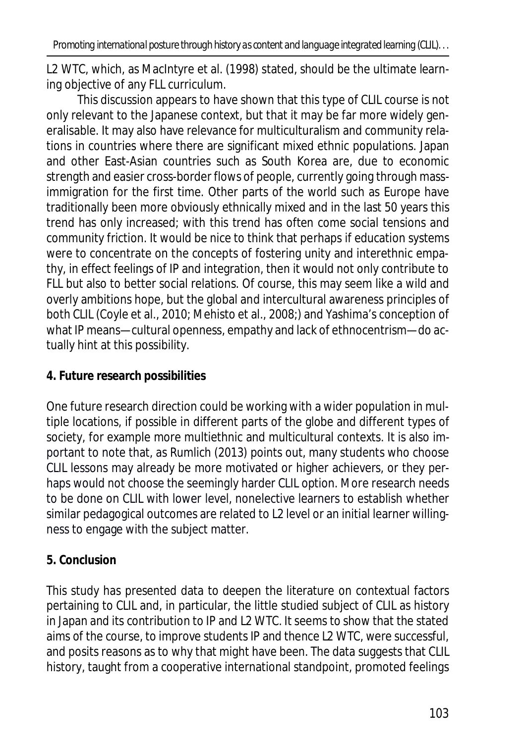L2 WTC, which, as MacIntyre et al. (1998) stated, should be the ultimate learning objective of any FLL curriculum.

This discussion appears to have shown that this type of CLIL course is not only relevant to the Japanese context, but that it may be far more widely generalisable. It may also have relevance for multiculturalism and community relations in countries where there are significant mixed ethnic populations. Japan and other East-Asian countries such as South Korea are, due to economic strength and easier cross-border flows of people, currently going through mass-immigration for the first time. Other parts of the world such as Europe have traditionally been more obviously ethnically mixed and in the last 50 years this trend has only increased; with this trend has often come social tensions and community friction. It would be nice to think that perhaps if education systems were to concentrate on the concepts of fostering unity and interethnic empathy, in effect feelings of IP and integration, then it would not only contribute to FLL but also to better social relations. Of course, this may seem like a wild and overly ambitions hope, but the global and intercultural awareness principles of both CLIL (Coyle et al., 2010; Mehisto et al., 2008;) and Yashima's conception of what IP means—cultural openness, empathy and lack of ethnocentrism—do actually hint at this possibility.

## 4. Future research possibilities

One future research direction could be working with a wider population in multiple locations, if possible in different parts of the globe and different types of society, for example more multiethnic and multicultural contexts. It is also important to note that, as Rumlich (2013) points out, many students who choose CLIL lessons may already be more motivated or higher achievers, or they perhaps would not choose the seemingly harder CLIL option. More research needs to be done on CLIL with lower level, nonelective learners to establish whether similar pedagogical outcomes are related to L2 level or an initial learner willingness to engage with the subject matter.

## 5. Conclusion

This study has presented data to deepen the literature on contextual factors pertaining to CLIL and, in particular, the little studied subject of CLIL as history in Japan and its contribution to IP and L2 WTC. It seems to show that the stated aims of the course, to improve students IP and thence L2 WTC, were successful, and posits reasons as to why that might have been. The data suggests that CLIL history, taught from a cooperative international standpoint, promoted feelings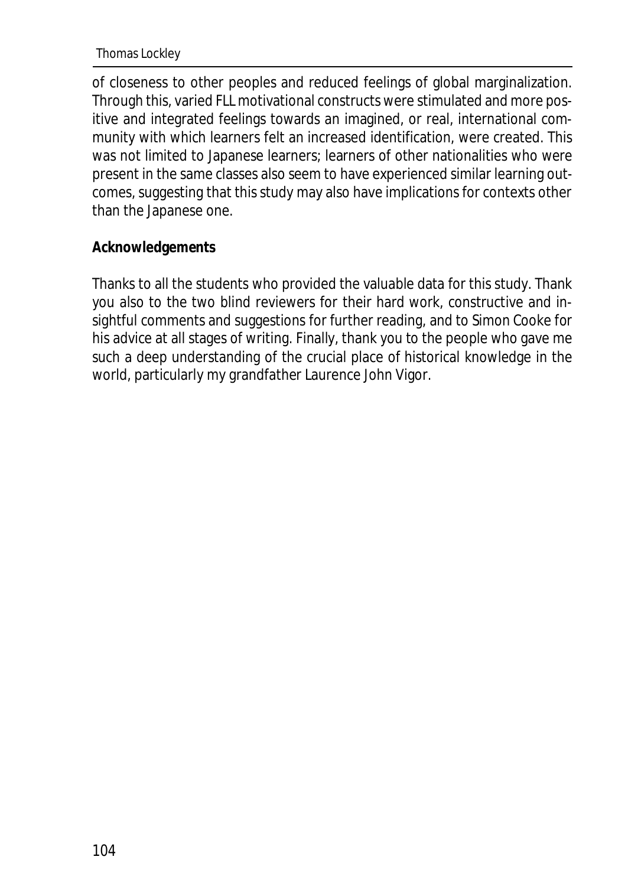of closeness to other peoples and reduced feelings of global marginalization. Through this, varied FLL motivational constructs were stimulated and more positive and integrated feelings towards an imagined, or real, international community with which learners felt an increased identification, were created. This was not limited to Japanese learners; learners of other nationalities who were present in the same classes also seem to have experienced similar learning outcomes, suggesting that this study may also have implications for contexts other than the Japanese one.

**Acknowledgements**

Thanks to all the students who provided the valuable data for this study. Thank you also to the two blind reviewers for their hard work, constructive and insightful comments and suggestions for further reading, and to Simon Cooke for his advice at all stages of writing. Finally, thank you to the people who gave me such a deep understanding of the crucial place of historical knowledge in the world, particularly my grandfather Laurence John Vigor.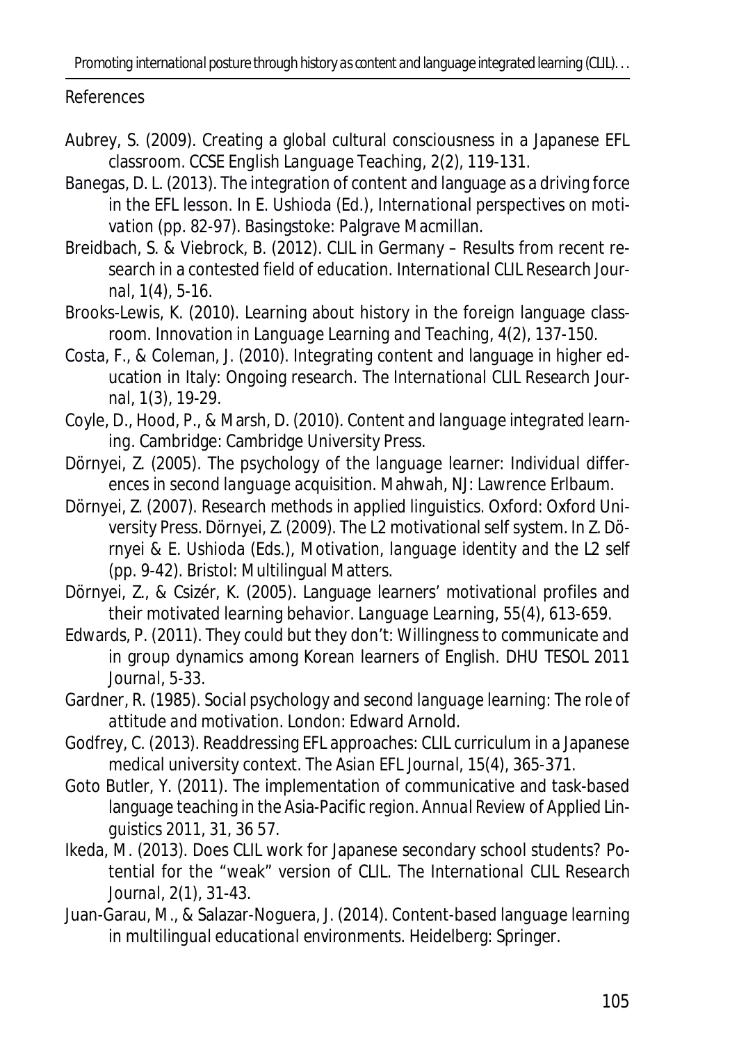## References

Aubrey, S. (2009). Creating a global cultural consciousness in a Japanese EFL classroom. *CCSE English Language Teaching, 2*(2), 119-131.

Banegas, D. L. (2013). The integration of content and language as a driving force in the EFL lesson. In E. Ushioda (Ed.), *International perspectives on motivation* (pp. 82-97). Basingstoke: Palgrave Macmillan.

Breidbach, S. & Viebrock, B. (2012). CLIL in Germany – Results from recent research in a contested field of education. *International CLIL Research Journal, 1*(4), 5-16.

Brooks-Lewis, K. (2010). Learning about history in the foreign language classroom. *Innovation in Language Learning and Teaching, 4*(2), 137-150.

Costa, F., & Coleman, J. (2010). Integrating content and language in higher education in Italy: Ongoing research. *The International CLIL Research Journal, 1*(3), 19-29.

Coyle, D., Hood, P., & Marsh, D. (2010). *Content and language integrated learning*. Cambridge: Cambridge University Press.

Dörnyei, Z. (2005). *The psychology of the language learner: Individual differences in second language acquisition*. Mahwah, NJ: Lawrence Erlbaum.

Dörnyei, Z. (2007). *Research methods in applied linguistics*. Oxford: Oxford University Press. Dörnyei, Z. (2009). The L2 motivational self system. In Z. Dörnyei & E. Ushioda (Eds.), *Motivation, language identity and the L2 self* (pp. 9-42). Bristol: Multilingual Matters.

Dörnyei, Z., & Csizér, K. (2005). Language learners' motivational profiles and their motivated learning behavior. *Language Learning, 55*(4), 613-659.

Edwards, P. (2011). They could but they don't: Willingness to communicate and in group dynamics among Korean learners of English. *DHU TESOL 2011 Journal*, 5-33.

Gardner, R. (1985). *Social psychology and second language learning: The role of attitude and motivation*. London: Edward Arnold.

Godfrey, C. (2013). Readdressing EFL approaches: CLIL curriculum in a Japanese medical university context. *The Asian EFL Journal, 15*(4), 365-371.

Goto Butler, Y. (2011). The implementation of communicative and task-based language teaching in the Asia-Pacific region. *Annual Review of Applied Linguistics 2011, 31*, 36 57.

Ikeda, M. (2013). Does CLIL work for Japanese secondary school students? Potential for the "weak" version of CLIL. *The International CLIL Research Journal, 2*(1), 31-43.

Juan-Garau, M., & Salazar-Noguera, J. (2014). *Content-based language learning in multilingual educational environments*. Heidelberg: Springer.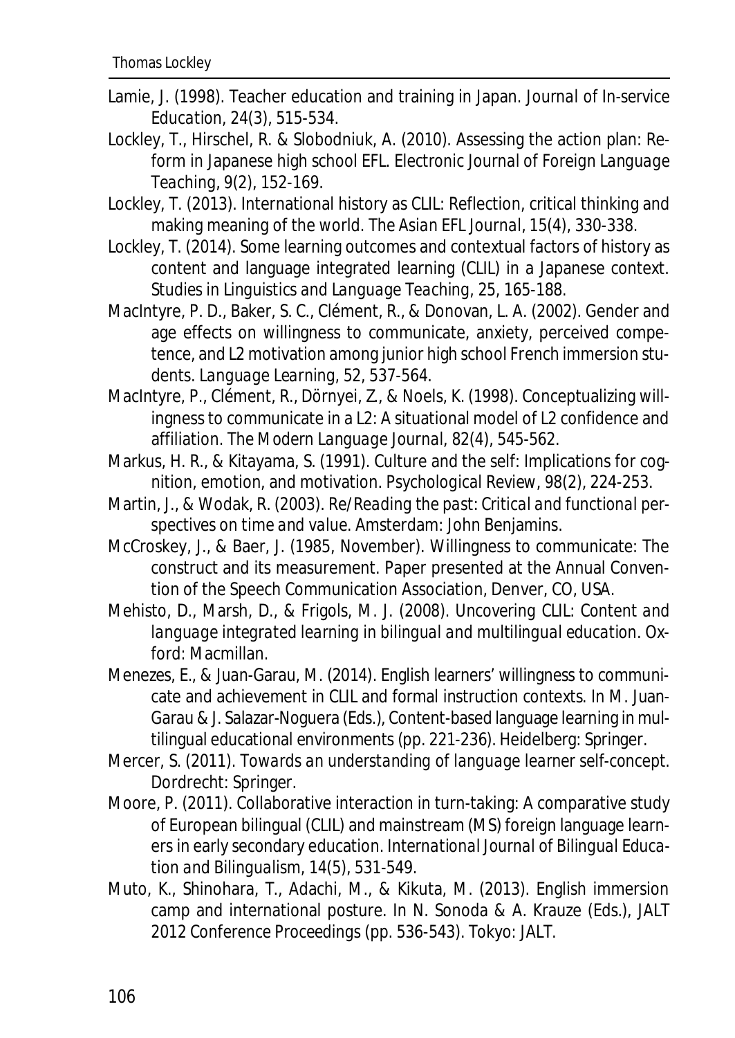Lamie, J. (1998). Teacher education and training in Japan. *Journal of In-service Education*, *24*(3), 515-534.

Lockley, T., Hirschel, R. & Slobodniuk, A. (2010). Assessing the action plan: Reform in Japanese high school EFL. *Electronic Journal of Foreign Language Teaching*, *9*(2), 152-169.

Lockley, T. (2013). International history as CLIL: Reflection, critical thinking and making meaning of the world. *The Asian EFL Journal*, *15*(4), 330-338.

Lockley, T. (2014). Some learning outcomes and contextual factors of history as content and language integrated learning (CLIL) in a Japanese context. *Studies in Linguistics and Language Teaching*, *25*, 165-188.

MacIntyre, P. D., Baker, S. C., Clément, R., & Donovan, L. A. (2002). Gender and age effects on willingness to communicate, anxiety, perceived competence, and L2 motivation among junior high school French immersion students. *Language Learning*, *52*, 537-564.

MacIntyre, P., Clément, R., Dörnyei, Z., & Noels, K. (1998). Conceptualizing willingness to communicate in a L2: A situational model of L2 confidence and affiliation. *The Modern Language Journal*, *82*(4), 545-562.

Markus, H. R., & Kitayama, S. (1991). Culture and the self: Implications for cognition, emotion, and motivation. *Psychological Review*, *98*(2), 224-253.

Martin, J., & Wodak, R. (2003). *Re/Reading the past: Critical and functional perspectives on time and value*. Amsterdam: John Benjamins.

McCroskey, J., & Baer, J. (1985, November). Willingness to communicate: The construct and its measurement. Paper presented at the Annual Convention of the Speech Communication Association, Denver, CO, USA.

Mehisto, D., Marsh, D., & Frigols, M. J. (2008). *Uncovering CLIL: Content and language integrated learning in bilingual and multilingual education*. Oxford: Macmillan.

Menezes, E., & Juan-Garau, M. (2014). English learners' willingness to communicate and achievement in CLIL and formal instruction contexts. In M. Juan-Garau & J. Salazar-Noguera (Eds.), Content-based language learning in multilingual educational environments (pp. 221-236). Heidelberg: Springer.

Mercer, S. (2011). *Towards an understanding of language learner self-concept*. Dordrecht: Springer.

Moore, P. (2011). Collaborative interaction in turn-taking: A comparative study of European bilingual (CLIL) and mainstream (MS) foreign language learners in early secondary education. *International Journal of Bilingual Education and Bilingualism*, *14*(5), 531-549.

Muto, K., Shinohara, T., Adachi, M., & Kikuta, M. (2013). English immersion camp and international posture. In N. Sonoda & A. Krauze (Eds.), JALT 2012 Conference Proceedings (pp. 536-543). Tokyo: JALT.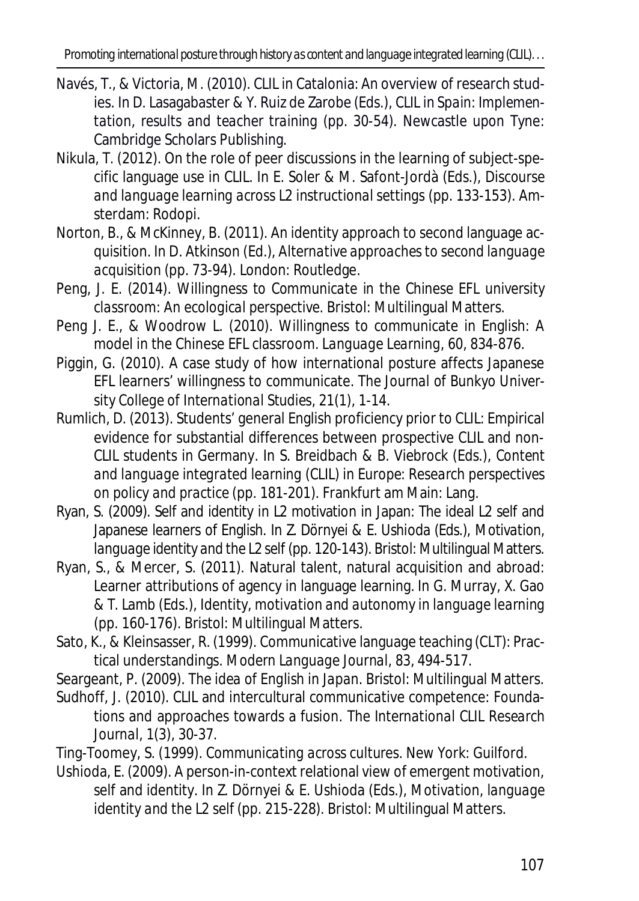Navés, T., & Victoria, M. (2010). CLIL in Catalonia: An overview of research studies. In D. Lasagabaster & Y. Ruiz de Zarobe (Eds.), *CLIL in Spain: Implementation, results and teacher training* (pp. 30-54). Newcastle upon Tyne: Cambridge Scholars Publishing.

Nikula, T. (2012). On the role of peer discussions in the learning of subject-specific language use in CLIL. In E. Soler & M. Safont-Jordà (Eds.), *Discourse and language learning across L2 instructional settings* (pp. 133-153). Amsterdam: Rodopi.

Norton, B., & McKinney, B. (2011). An identity approach to second language acquisition. In D. Atkinson (Ed.), *Alternative approaches to second language acquisition* (pp. 73-94). London: Routledge.

Peng, J. E. (2014). *Willingness to Communicate in the Chinese EFL university classroom: An ecological perspective*. Bristol: Multilingual Matters.

Peng J. E., & Woodrow L. (2010). Willingness to communicate in English: A model in the Chinese EFL classroom. *Language Learning*, *60*, 834-876.

Piggin, G. (2010). A case study of how international posture affects Japanese EFL learners' willingness to communicate. *The Journal of Bunkyo University College of International Studies*, *21*(1), 1-14.

Rumlich, D. (2013). Students' general English proficiency prior to CLIL: Empirical evidence for substantial differences between prospective CLIL and non-CLIL students in Germany. In S. Breidbach & B. Viebrock (Eds.), *Content and language integrated learning (CLIL) in Europe: Research perspectives on policy and practice* (pp. 181-201). Frankfurt am Main: Lang.

Ryan, S. (2009). Self and identity in L2 motivation in Japan: The ideal L2 self and Japanese learners of English. In Z. Dörnyei & E. Ushioda (Eds.), *Motivation, language identity and the L2 self* (pp. 120-143). Bristol: Multilingual Matters.

Ryan, S., & Mercer, S. (2011). Natural talent, natural acquisition and abroad: Learner attributions of agency in language learning. In G. Murray, X. Gao & T. Lamb (Eds.), *Identity, motivation and autonomy in language learning* (pp. 160-176). Bristol: Multilingual Matters.

Sato, K., & Kleinsasser, R. (1999). Communicative language teaching (CLT): Practical understandings. *Modern Language Journal*, *83*, 494-517.

Seargeant, P. (2009). *The idea of English in Japan*. Bristol: Multilingual Matters.

Sudhoff, J. (2010). CLIL and intercultural communicative competence: Foundations and approaches towards a fusion. *The International CLIL Research Journal*, *1*(3), 30-37.

Ting-Toomey, S. (1999). *Communicating across cultures*. New York: Guilford.

Ushioda, E. (2009). A person-in-context relational view of emergent motivation, self and identity. In Z. Dörnyei & E. Ushioda (Eds.), *Motivation, language identity and the L2 self* (pp. 215-228). Bristol: Multilingual Matters.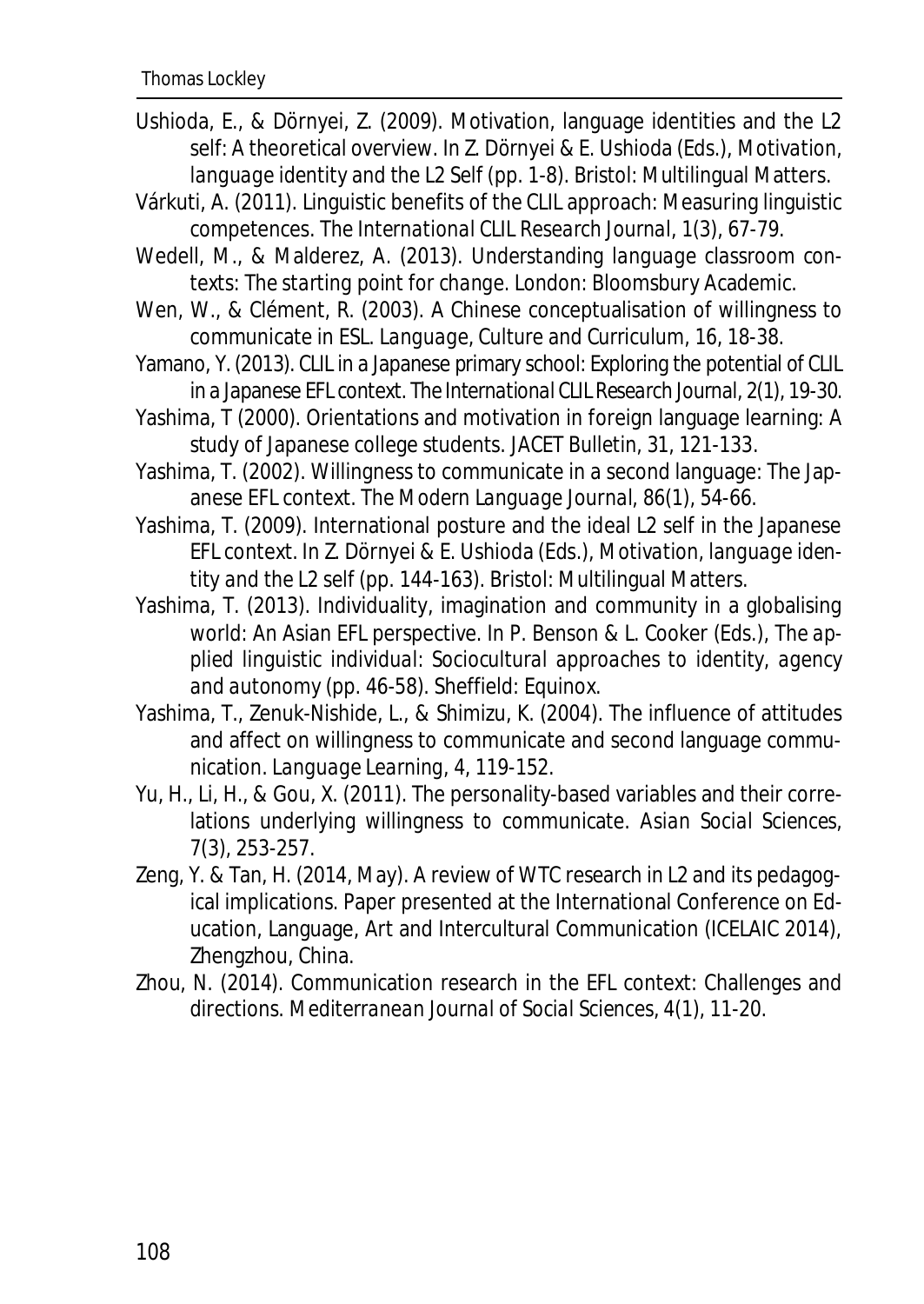Ushioda, E., & Dörnyei, Z. (2009). Motivation, language identities and the L2 self: A theoretical overview. In Z. Dörnyei & E. Ushioda (Eds.), *Motivation, language identity and the L2 Self* (pp. 1-8). Bristol: Multilingual Matters.

Várkuti, A. (2011). Linguistic benefits of the CLIL approach: Measuring linguistic competences. *The International CLIL Research Journal, 1*(3), 67-79.

Wedell, M., & Malderez, A. (2013). *Understanding language classroom contexts: The starting point for change*. London: Bloomsbury Academic.

Wen, W., & Clément, R. (2003). A Chinese conceptualisation of willingness to communicate in ESL. *Language, Culture and Curriculum, 16*, 18-38.

Yamano, Y. (2013). CLIL in a Japanese primary school: Exploring the potential of CLIL in a Japanese EFL context. *The International CLIL Research Journal, 2*(1), 19-30.

Yashima, T (2000). Orientations and motivation in foreign language learning: A study of Japanese college students. *JACET Bulletin, 31*, 121-133.

Yashima, T. (2002). Willingness to communicate in a second language: The Japanese EFL context. *The Modern Language Journal, 86*(1), 54-66.

Yashima, T. (2009). International posture and the ideal L2 self in the Japanese EFL context. In Z. Dörnyei & E. Ushioda (Eds.), *Motivation, language identity and the L2 self* (pp. 144-163). Bristol: Multilingual Matters.

Yashima, T. (2013). Individuality, imagination and community in a globalising world: An Asian EFL perspective. In P. Benson & L. Cooker (Eds.), *The applied linguistic individual: Sociocultural approaches to identity, agency and autonomy* (pp. 46-58). Sheffield: Equinox.

Yashima, T., Zenuk-Nishide, L., & Shimizu, K. (2004). The influence of attitudes and affect on willingness to communicate and second language communication. *Language Learning, 4*, 119-152.

Yu, H., Li, H., & Gou, X. (2011). The personality-based variables and their correlations underlying willingness to communicate. *Asian Social Sciences, 7*(3), 253-257.

Zeng, Y. & Tan, H. (2014, May). A review of WTC research in L2 and its pedagogical implications. Paper presented at the International Conference on Education, Language, Art and Intercultural Communication (ICELAIC 2014), Zhengzhou, China.

Zhou, N. (2014). Communication research in the EFL context: Challenges and directions. *Mediterranean Journal of Social Sciences, 4*(1), 11-20.